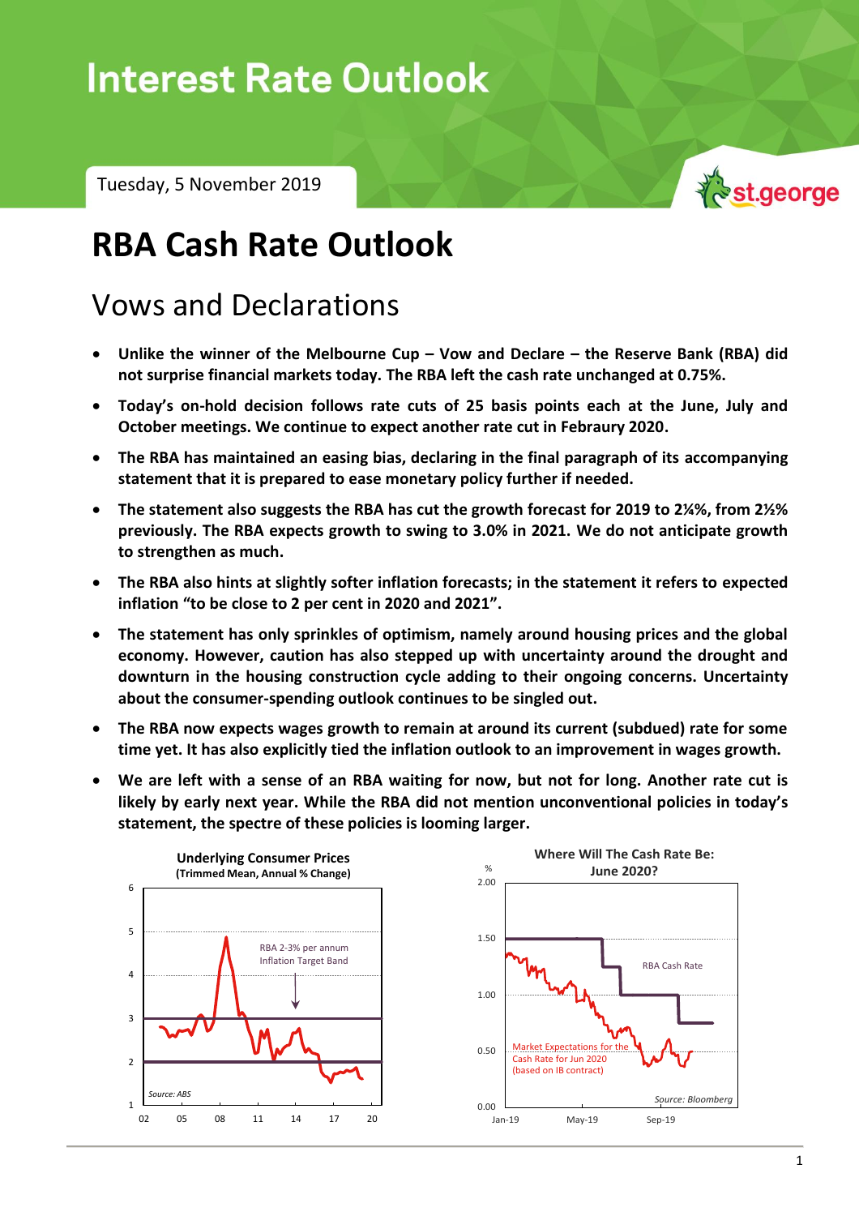# Interest Rate Outlook

Tuesday, 5 November 2019

# RBA Cash Rate Outlook

## Vows and Declarations

- **Unlike the winner of the Melbourne Cup – Vow and Declare – the Reserve Bank (RBA) did not surprise financial markets today. The RBA left the cash rate unchanged at 0.75%.**
- **Today's on-hold decision follows rate cuts of 25 basis points each at the June, July and October meetings. We continue to expect another rate cut in Febraury 2020.**
- **The RBA has maintained an easing bias, declaring in the final paragraph of its accompanying statement that it is prepared to ease monetary policy further if needed.**
- **The statement also suggests the RBA has cut the growth forecast for 2019 to 2¼%, from 2½% previously. The RBA expects growth to swing to 3.0% in 2021. We do not anticipate growth to strengthen as much.**
- **The RBA also hints at slightly softer inflation forecasts; in the statement it refers to expected inflation "to be close to 2 per cent in 2020 and 2021".**
- **The statement has only sprinkles of optimism, namely around housing prices and the global economy. However, caution has also stepped up with uncertainty around the drought and downturn in the housing construction cycle adding to their ongoing concerns. Uncertainty about the consumer-spending outlook continues to be singled out.**
- **The RBA now expects wages growth to remain at around its current (subdued) rate for some time yet. It has also explicitly tied the inflation outlook to an improvement in wages growth.**
- **We are left with a sense of an RBA waiting for now, but not for long. Another rate cut is likely by early next year. While the RBA did not mention unconventional policies in today's statement, the spectre of these policies is looming larger.**

**Underlying Consumer Prices (Trimmed Mean, Annual % Change)**

Source: ABS

**Where Will The Cash Rate Be: June 2020?**

Source: Bloomberg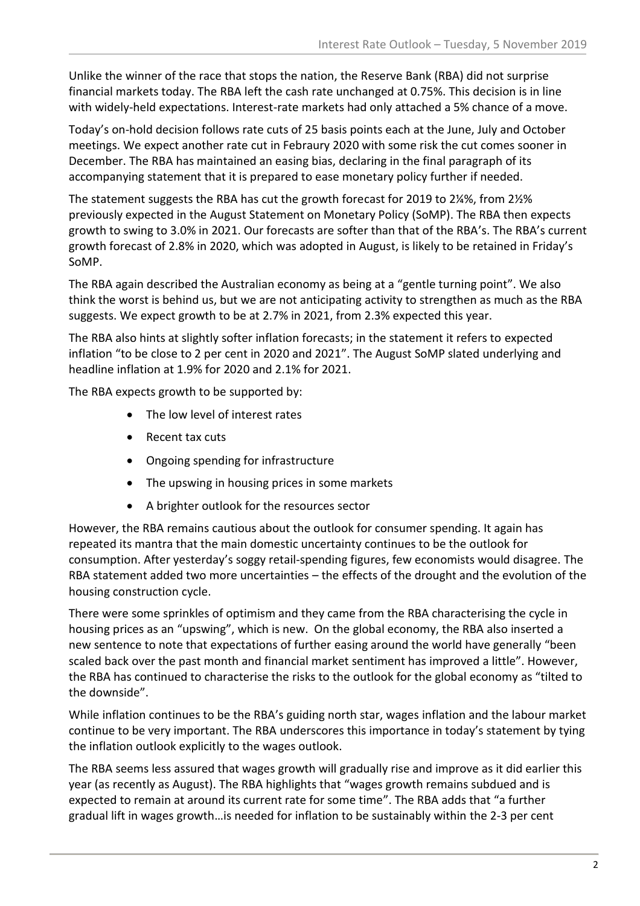Unlike the winner of the race that stops the nation, the Reserve Bank (RBA) did not surprise financial markets today. The RBA left the cash rate unchanged at 0.75%. This decision is in line with widely-held expectations. Interest-rate markets had only attached a 5% chance of a move.

Today's on-hold decision follows rate cuts of 25 basis points each at the June, July and October meetings. We expect another rate cut in Febraury 2020 with some risk the cut comes sooner in December. The RBA has maintained an easing bias, declaring in the final paragraph of its accompanying statement that it is prepared to ease monetary policy further if needed.

The statement suggests the RBA has cut the growth forecast for 2019 to 2¼%, from 2½% previously expected in the August Statement on Monetary Policy (SoMP). The RBA then expects growth to swing to 3.0% in 2021. Our forecasts are softer than that of the RBA's. The RBA's current growth forecast of 2.8% in 2020, which was adopted in August, is likely to be retained in Friday's SoMP.

The RBA again described the Australian economy as being at a "gentle turning point". We also think the worst is behind us, but we are not anticipating activity to strengthen as much as the RBA suggests. We expect growth to be at 2.7% in 2021, from 2.3% expected this year.

The RBA also hints at slightly softer inflation forecasts; in the statement it refers to expected inflation "to be close to 2 per cent in 2020 and 2021". The August SoMP slated underlying and headline inflation at 1.9% for 2020 and 2.1% for 2021.

The RBA expects growth to be supported by:

- The low level of interest rates
- Recent tax cuts
- Ongoing spending for infrastructure
- The upswing in housing prices in some markets
- A brighter outlook for the resources sector

However, the RBA remains cautious about the outlook for consumer spending. It again has repeated its mantra that the main domestic uncertainty continues to be the outlook for consumption. After yesterday's soggy retail-spending figures, few economists would disagree. The RBA statement added two more uncertainties – the effects of the drought and the evolution of the housing construction cycle.

There were some sprinkles of optimism and they came from the RBA characterising the cycle in housing prices as an "upswing", which is new. On the global economy, the RBA also inserted a new sentence to note that expectations of further easing around the world have generally "been scaled back over the past month and financial market sentiment has improved a little". However, the RBA has continued to characterise the risks to the outlook for the global economy as "tilted to the downside".

While inflation continues to be the RBA's guiding north star, wages inflation and the labour market continue to be very important. The RBA underscores this importance in today's statement by tying the inflation outlook explicitly to the wages outlook.

The RBA seems less assured that wages growth will gradually rise and improve as it did earlier this year (as recently as August). The RBA highlights that "wages growth remains subdued and is expected to remain at around its current rate for some time". The RBA adds that "a further gradual lift in wages growth…is needed for inflation to be sustainably within the 2-3 per cent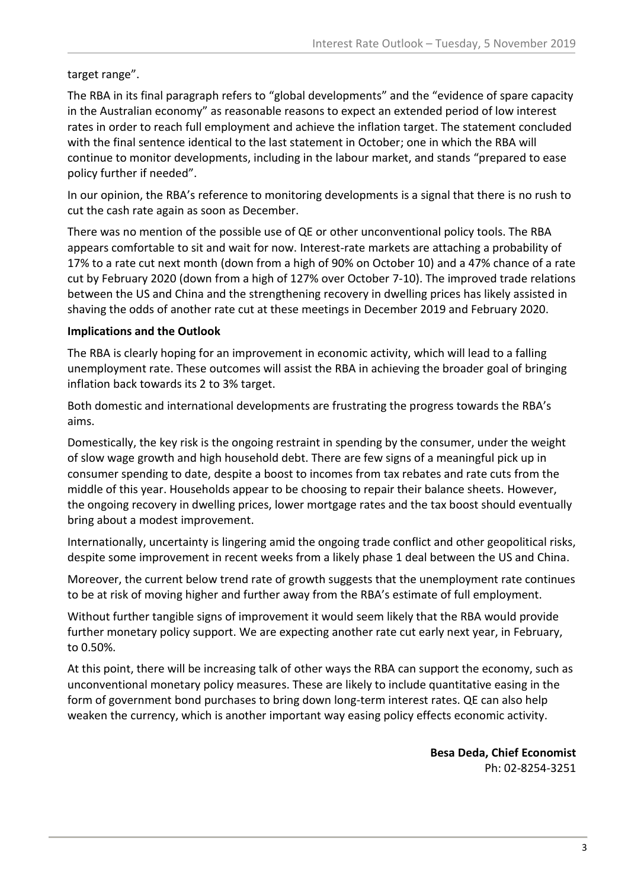target range".

The RBA in its final paragraph refers to "global developments" and the "evidence of spare capacity in the Australian economy" as reasonable reasons to expect an extended period of low interest rates in order to reach full employment and achieve the inflation target. The statement concluded with the final sentence identical to the last statement in October; one in which the RBA will continue to monitor developments, including in the labour market, and stands "prepared to ease policy further if needed".

In our opinion, the RBA's reference to monitoring developments is a signal that there is no rush to cut the cash rate again as soon as December.

There was no mention of the possible use of QE or other unconventional policy tools. The RBA appears comfortable to sit and wait for now. Interest-rate markets are attaching a probability of 17% to a rate cut next month (down from a high of 90% on October 10) and a 47% chance of a rate cut by February 2020 (down from a high of 127% over October 7-10). The improved trade relations between the US and China and the strengthening recovery in dwelling prices has likely assisted in shaving the odds of another rate cut at these meetings in December 2019 and February 2020.

**Implications and the Outlook**

The RBA is clearly hoping for an improvement in economic activity, which will lead to a falling unemployment rate. These outcomes will assist the RBA in achieving the broader goal of bringing inflation back towards its 2 to 3% target.

Both domestic and international developments are frustrating the progress towards the RBA's aims.

Domestically, the key risk is the ongoing restraint in spending by the consumer, under the weight of slow wage growth and high household debt. There are few signs of a meaningful pick up in consumer spending to date, despite a boost to incomes from tax rebates and rate cuts from the middle of this year. Households appear to be choosing to repair their balance sheets. However, the ongoing recovery in dwelling prices, lower mortgage rates and the tax boost should eventually bring about a modest improvement.

Internationally, uncertainty is lingering amid the ongoing trade conflict and other geopolitical risks, despite some improvement in recent weeks from a likely phase 1 deal between the US and China.

Moreover, the current below trend rate of growth suggests that the unemployment rate continues to be at risk of moving higher and further away from the RBA's estimate of full employment.

Without further tangible signs of improvement it would seem likely that the RBA would provide further monetary policy support. We are expecting another rate cut early next year, in February, to 0.50%.

At this point, there will be increasing talk of other ways the RBA can support the economy, such as unconventional monetary policy measures. These are likely to include quantitative easing in the form of government bond purchases to bring down long-term interest rates. QE can also help weaken the currency, which is another important way easing policy effects economic activity.

**Besa Deda, Chief Economist**
Ph: 02-8254-3251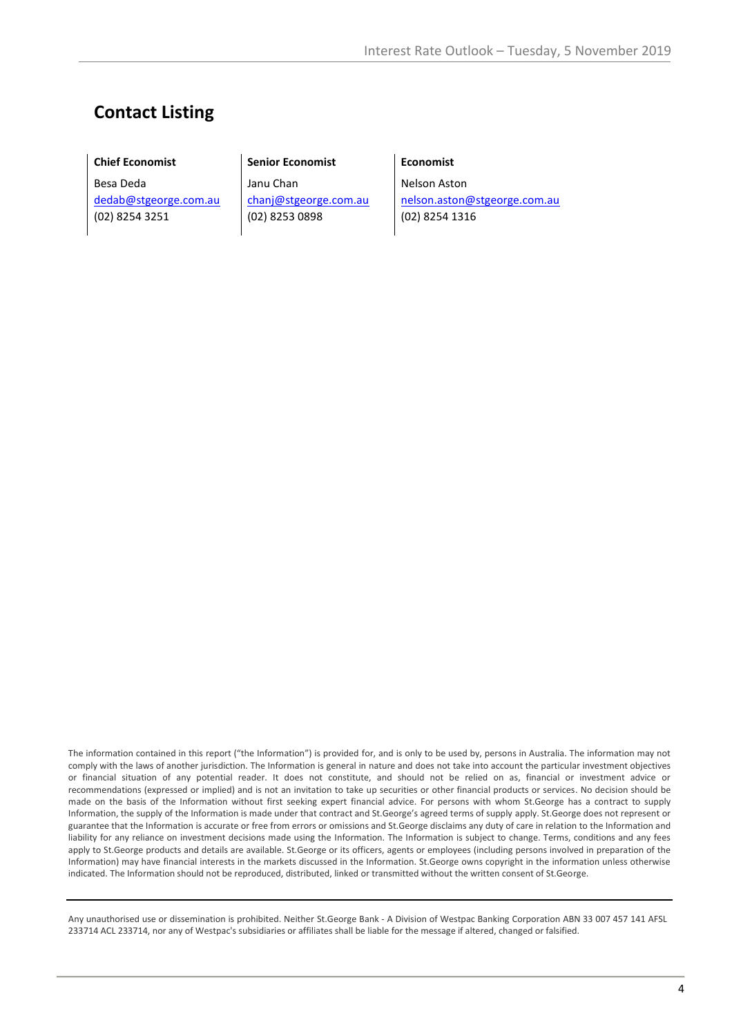## Contact Listing

**Chief Economist**

Besa Deda
dedab@stgeorge.com.au
(02) 8254 3251

**Senior Economist**

Janu Chan
chanj@stgeorge.com.au
(02) 8253 0898

**Economist**

Nelson Aston
nelson.aston@stgeorge.com.au
(02) 8254 1316

The information contained in this report ("the Information") is provided for, and is only to be used by, persons in Australia. The information may not comply with the laws of another jurisdiction. The Information is general in nature and does not take into account the particular investment objectives or financial situation of any potential reader. It does not constitute, and should not be relied on as, financial or investment advice or recommendations (expressed or implied) and is not an invitation to take up securities or other financial products or services. No decision should be made on the basis of the Information without first seeking expert financial advice. For persons with whom St.George has a contract to supply Information, the supply of the Information is made under that contract and St.George's agreed terms of supply apply. St.George does not represent or guarantee that the Information is accurate or free from errors or omissions and St.George disclaims any duty of care in relation to the Information and liability for any reliance on investment decisions made using the Information. The Information is subject to change. Terms, conditions and any fees apply to St.George products and details are available. St.George or its officers, agents or employees (including persons involved in preparation of the Information) may have financial interests in the markets discussed in the Information. St.George owns copyright in the information unless otherwise indicated. The Information should not be reproduced, distributed, linked or transmitted without the written consent of St.George.

Any unauthorised use or dissemination is prohibited. Neither St.George Bank - A Division of Westpac Banking Corporation ABN 33 007 457 141 AFSL 233714 ACL 233714, nor any of Westpac's subsidiaries or affiliates shall be liable for the message if altered, changed or falsified.